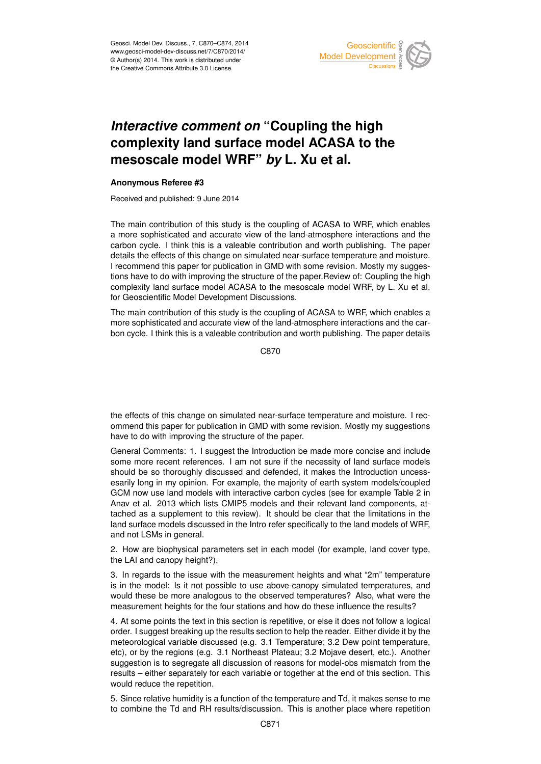# *Interactive comment on* "Coupling the high complexity land surface model ACASA to the mesoscale model WRF" *by* L. Xu et al.

**Anonymous Referee #3**

Received and published: 9 June 2014

The main contribution of this study is the coupling of ACASA to WRF, which enables a more sophisticated and accurate view of the land-atmosphere interactions and the carbon cycle. I think this is a valeable contribution and worth publishing. The paper details the effects of this change on simulated near-surface temperature and moisture. I recommend this paper for publication in GMD with some revision. Mostly my suggestions have to do with improving the structure of the paper.Review of: Coupling the high complexity land surface model ACASA to the mesoscale model WRF, by L. Xu et al. for Geoscientific Model Development Discussions.

The main contribution of this study is the coupling of ACASA to WRF, which enables a more sophisticated and accurate view of the land-atmosphere interactions and the carbon cycle. I think this is a valeable contribution and worth publishing. The paper details the effects of this change on simulated near-surface temperature and moisture. I recommend this paper for publication in GMD with some revision. Mostly my suggestions have to do with improving the structure of the paper.

General Comments: 1. I suggest the Introduction be made more concise and include some more recent references. I am not sure if the necessity of land surface models should be so thoroughly discussed and defended, it makes the Introduction unnecessarily long in my opinion. For example, the majority of earth system models/coupled GCM now use land models with interactive carbon cycles (see for example Table 2 in Anav et al. 2013 which lists CMIP5 models and their relevant land components, attached as a supplement to this review). It should be clear that the limitations in the land surface models discussed in the Intro refer specifically to the land models of WRF, and not LSMs in general.

2. How are biophysical parameters set in each model (for example, land cover type, the LAI and canopy height?).

3. In regards to the issue with the measurement heights and what "2m" temperature is in the model: Is it not possible to use above-canopy simulated temperatures, and would these be more analogous to the observed temperatures? Also, what were the measurement heights for the four stations and how do these influence the results?

4. At some points the text in this section is repetitive, or else it does not follow a logical order. I suggest breaking up the results section to help the reader. Either divide it by the meteorological variable discussed (e.g. 3.1 Temperature; 3.2 Dew point temperature, etc), or by the regions (e.g. 3.1 Northeast Plateau; 3.2 Mojave desert, etc.). Another suggestion is to segregate all discussion of reasons for model-obs mismatch from the results – either separately for each variable or together at the end of this section. This would reduce the repetition.

5. Since relative humidity is a function of the temperature and Td, it makes sense to me to combine the Td and RH results/discussion. This is another place where repetition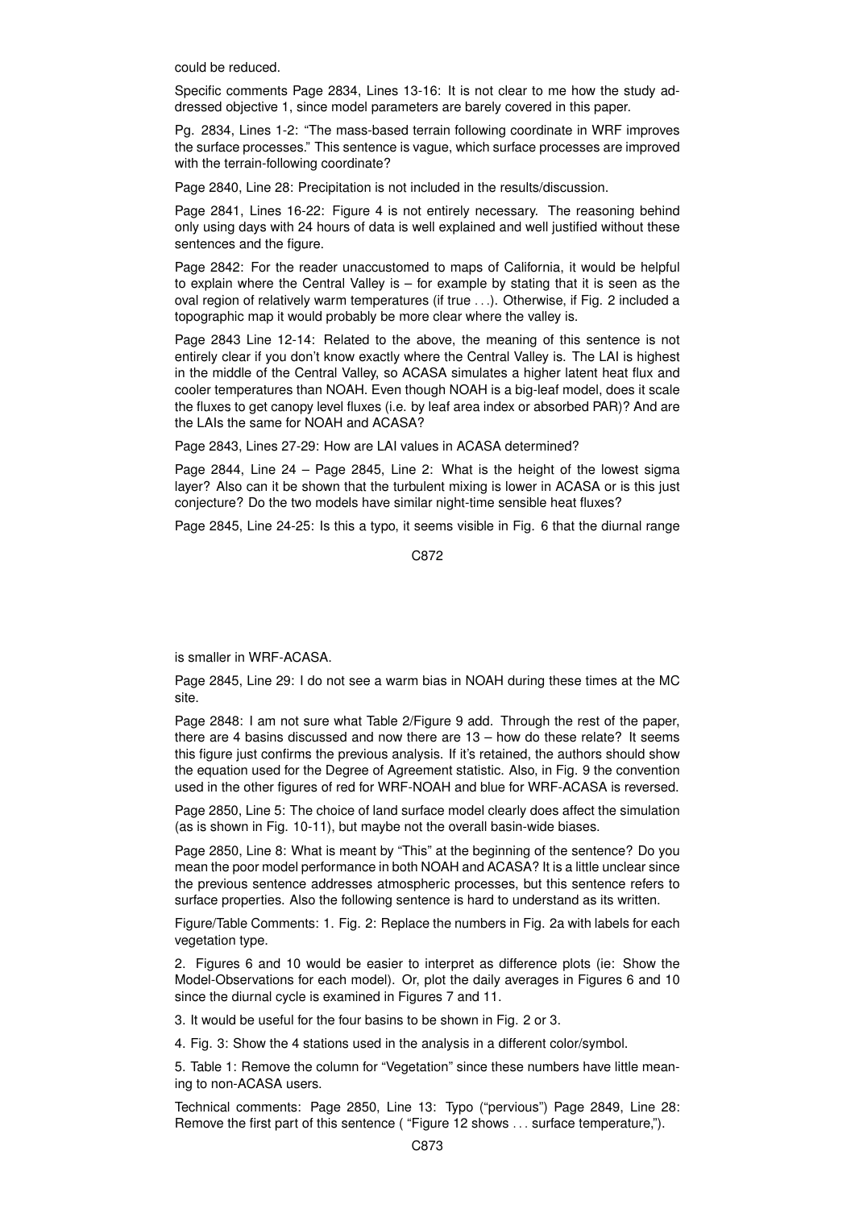could be reduced.

Specific comments Page 2834, Lines 13-16: It is not clear to me how the study addressed objective 1, since model parameters are barely covered in this paper.

Pg. 2834, Lines 1-2: "The mass-based terrain following coordinate in WRF improves the surface processes." This sentence is vague, which surface processes are improved with the terrain-following coordinate?

Page 2840, Line 28: Precipitation is not included in the results/discussion.

Page 2841, Lines 16-22: Figure 4 is not entirely necessary. The reasoning behind only using days with 24 hours of data is well explained and well justified without these sentences and the figure.

Page 2842: For the reader unaccustomed to maps of California, it would be helpful to explain where the Central Valley is – for example by stating that it is seen as the oval region of relatively warm temperatures (if true . . .). Otherwise, if Fig. 2 included a topographic map it would probably be more clear where the valley is.

Page 2843 Line 12-14: Related to the above, the meaning of this sentence is not entirely clear if you don't know exactly where the Central Valley is. The LAI is highest in the middle of the Central Valley, so ACASA simulates a higher latent heat flux and cooler temperatures than NOAH. Even though NOAH is a big-leaf model, does it scale the fluxes to get canopy level fluxes (i.e. by leaf area index or absorbed PAR)? And are the LAIs the same for NOAH and ACASA?

Page 2843, Lines 27-29: How are LAI values in ACASA determined?

Page 2844, Line 24 – Page 2845, Line 2: What is the height of the lowest sigma layer? Also can it be shown that the turbulent mixing is lower in ACASA or is this just conjecture? Do the two models have similar night-time sensible heat fluxes?

Page 2845, Line 24-25: Is this a typo, it seems visible in Fig. 6 that the diurnal range is smaller in WRF-ACASA.

Page 2845, Line 29: I do not see a warm bias in NOAH during these times at the MC site.

Page 2848: I am not sure what Table 2/Figure 9 add. Through the rest of the paper, there are 4 basins discussed and now there are 13 – how do these relate? It seems this figure just confirms the previous analysis. If it's retained, the authors should show the equation used for the Degree of Agreement statistic. Also, in Fig. 9 the convention used in the other figures of red for WRF-NOAH and blue for WRF-ACASA is reversed.

Page 2850, Line 5: The choice of land surface model clearly does affect the simulation (as is shown in Fig. 10-11), but maybe not the overall basin-wide biases.

Page 2850, Line 8: What is meant by "This" at the beginning of the sentence? Do you mean the poor model performance in both NOAH and ACASA? It is a little unclear since the previous sentence addresses atmospheric processes, but this sentence refers to surface properties. Also the following sentence is hard to understand as its written.

Figure/Table Comments: 1. Fig. 2: Replace the numbers in Fig. 2a with labels for each vegetation type.

2. Figures 6 and 10 would be easier to interpret as difference plots (ie: Show the Model-Observations for each model). Or, plot the daily averages in Figures 6 and 10 since the diurnal cycle is examined in Figures 7 and 11.

3. It would be useful for the four basins to be shown in Fig. 2 or 3.

4. Fig. 3: Show the 4 stations used in the analysis in a different color/symbol.

5. Table 1: Remove the column for "Vegetation" since these numbers have little meaning to non-ACASA users.

Technical comments: Page 2850, Line 13: Typo ("pervious") Page 2849, Line 28: Remove the first part of this sentence ( "Figure 12 shows . . . surface temperature,").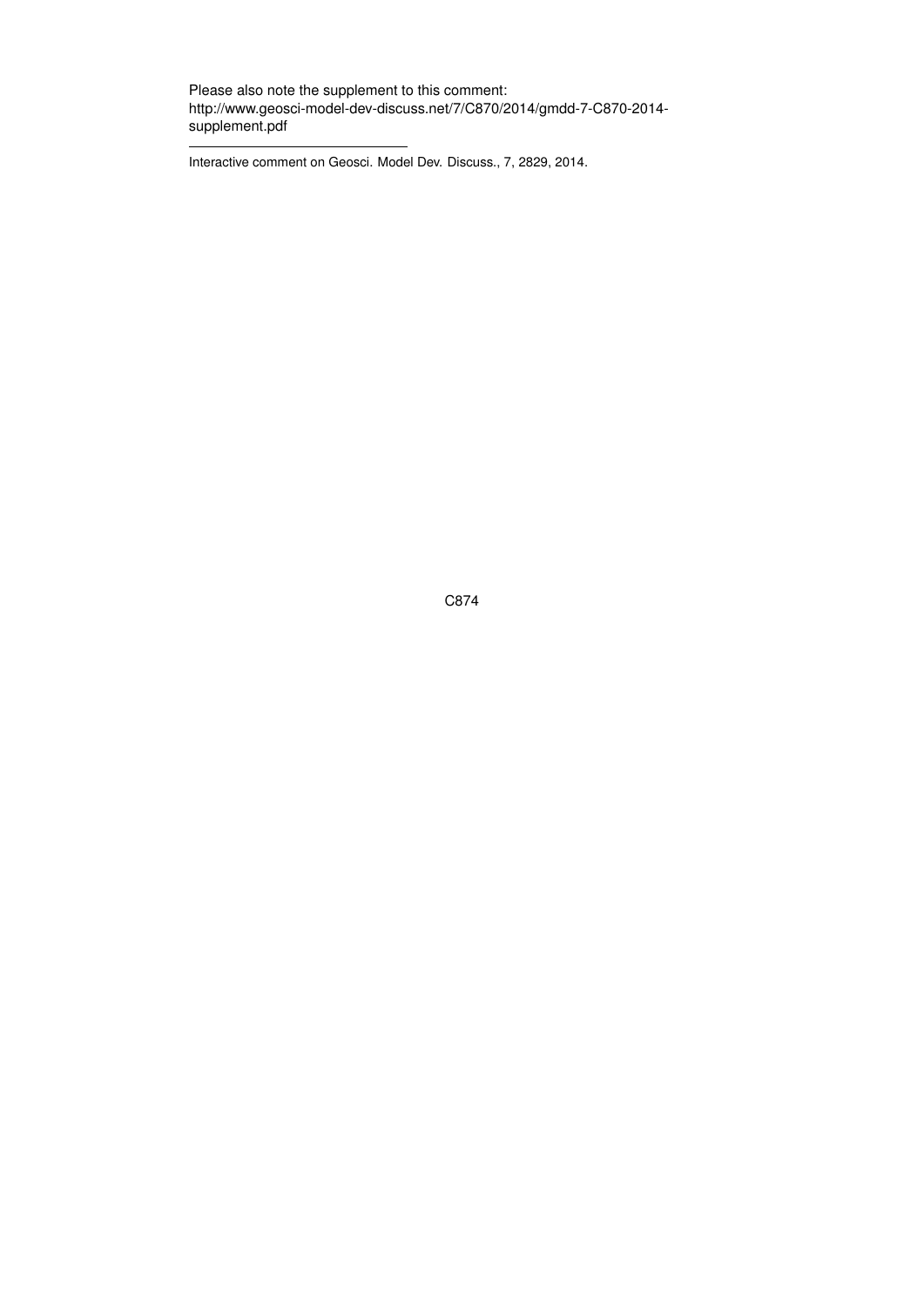Please also note the supplement to this comment:
http://www.geosci-model-dev-discuss.net/7/C870/2014/gmdd-7-C870-2014-supplement.pdf

---

Interactive comment on Geosci. Model Dev. Discuss., 7, 2829, 2014.